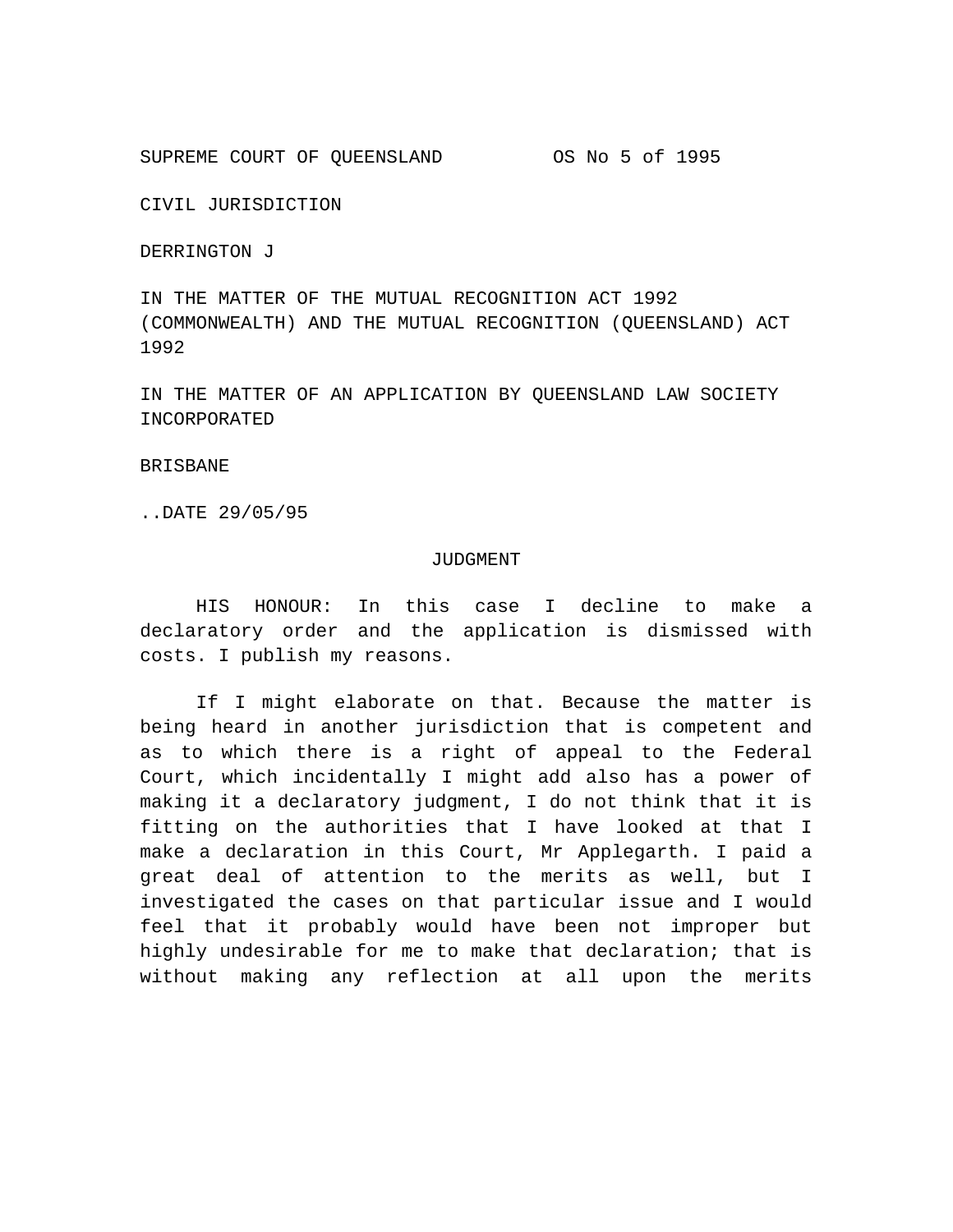SUPREME COURT OF QUEENSLAND OS No 5 of 1995

CIVIL JURISDICTION

DERRINGTON J

IN THE MATTER OF THE MUTUAL RECOGNITION ACT 1992 (COMMONWEALTH) AND THE MUTUAL RECOGNITION (QUEENSLAND) ACT 1992

IN THE MATTER OF AN APPLICATION BY QUEENSLAND LAW SOCIETY INCORPORATED

BRISBANE

..DATE 29/05/95

JUDGMENT

HIS HONOUR: In this case I decline to make a declaratory order and the application is dismissed with costs. I publish my reasons.

If I might elaborate on that. Because the matter is being heard in another jurisdiction that is competent and as to which there is a right of appeal to the Federal Court, which incidentally I might add also has a power of making it a declaratory judgment, I do not think that it is fitting on the authorities that I have looked at that I make a declaration in this Court, Mr Applegarth. I paid a great deal of attention to the merits as well, but I investigated the cases on that particular issue and I would feel that it probably would have been not improper but highly undesirable for me to make that declaration; that is without making any reflection at all upon the merits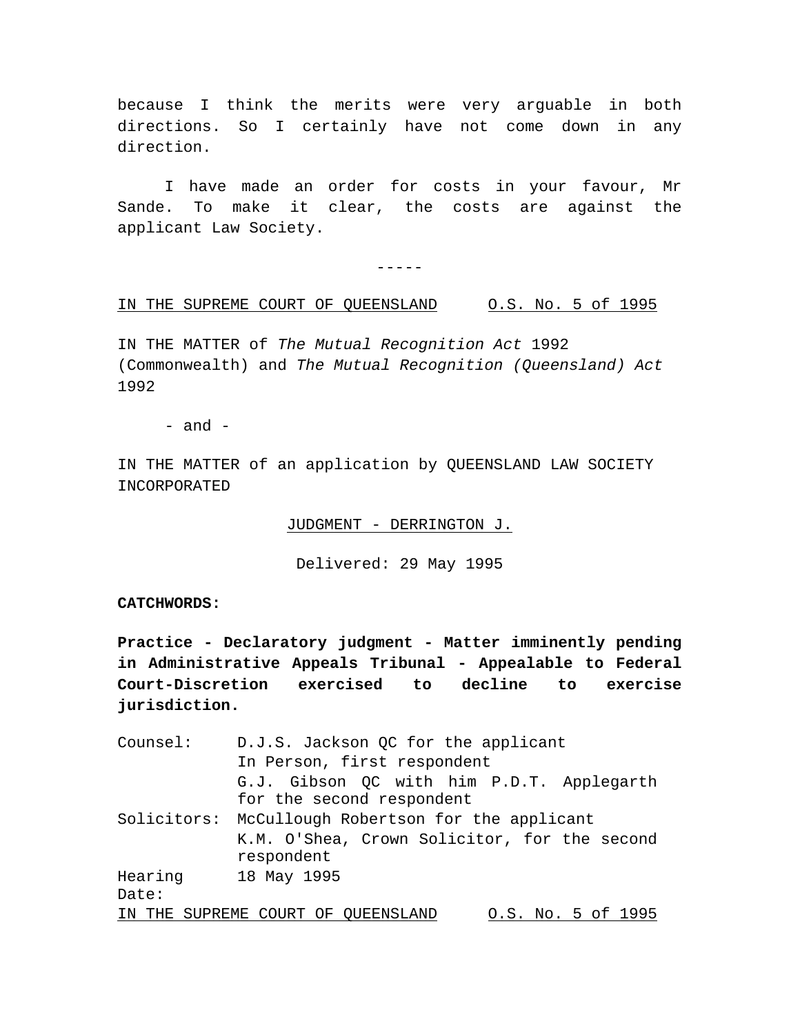because I think the merits were very arguable in both directions. So I certainly have not come down in any direction.

I have made an order for costs in your favour, Mr Sande. To make it clear, the costs are against the applicant Law Society.

-----

IN THE SUPREME COURT OF QUEENSLAND O.S. No. 5 of 1995

IN THE MATTER of *The Mutual Recognition Act* 1992 (Commonwealth) and *The Mutual Recognition (Queensland) Act* 1992

- and -

IN THE MATTER of an application by QUEENSLAND LAW SOCIETY INCORPORATED

JUDGMENT - DERRINGTON J.

Delivered: 29 May 1995

**CATCHWORDS:**

**Practice - Declaratory judgment - Matter imminently pending in Administrative Appeals Tribunal - Appealable to Federal Court-Discretion exercised to decline to exercise jurisdiction.**

| | |
|---|---|
| Counsel: | D.J.S. Jackson QC for the applicant |
| | In Person, first respondent |
| | G.J. Gibson QC with him P.D.T. Applegarth for the second respondent |
| Solicitors: | McCullough Robertson for the applicant |
| | K.M. O'Shea, Crown Solicitor, for the second respondent |
| Hearing Date: | 18 May 1995 |

IN THE SUPREME COURT OF QUEENSLAND O.S. No. 5 of 1995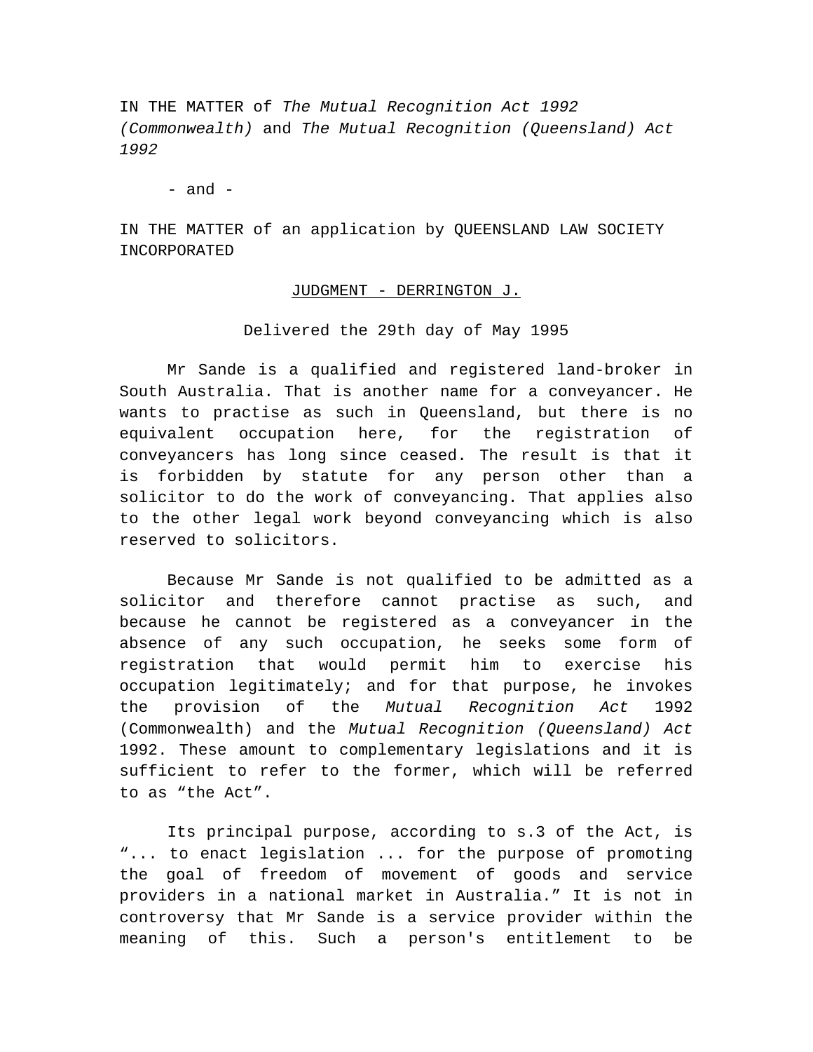IN THE MATTER of *The Mutual Recognition Act 1992 (Commonwealth)* and *The Mutual Recognition (Queensland) Act 1992*

- and -

IN THE MATTER of an application by QUEENSLAND LAW SOCIETY INCORPORATED

JUDGMENT - DERRINGTON J.

Delivered the 29th day of May 1995

Mr Sande is a qualified and registered land-broker in South Australia. That is another name for a conveyancer. He wants to practise as such in Queensland, but there is no equivalent occupation here, for the registration of conveyancers has long since ceased. The result is that it is forbidden by statute for any person other than a solicitor to do the work of conveyancing. That applies also to the other legal work beyond conveyancing which is also reserved to solicitors.

Because Mr Sande is not qualified to be admitted as a solicitor and therefore cannot practise as such, and because he cannot be registered as a conveyancer in the absence of any such occupation, he seeks some form of registration that would permit him to exercise his occupation legitimately; and for that purpose, he invokes the provision of the *Mutual Recognition Act* 1992 (Commonwealth) and the *Mutual Recognition (Queensland) Act* 1992. These amount to complementary legislations and it is sufficient to refer to the former, which will be referred to as "the Act".

Its principal purpose, according to s.3 of the Act, is "... to enact legislation ... for the purpose of promoting the goal of freedom of movement of goods and service providers in a national market in Australia." It is not in controversy that Mr Sande is a service provider within the meaning of this. Such a person's entitlement to be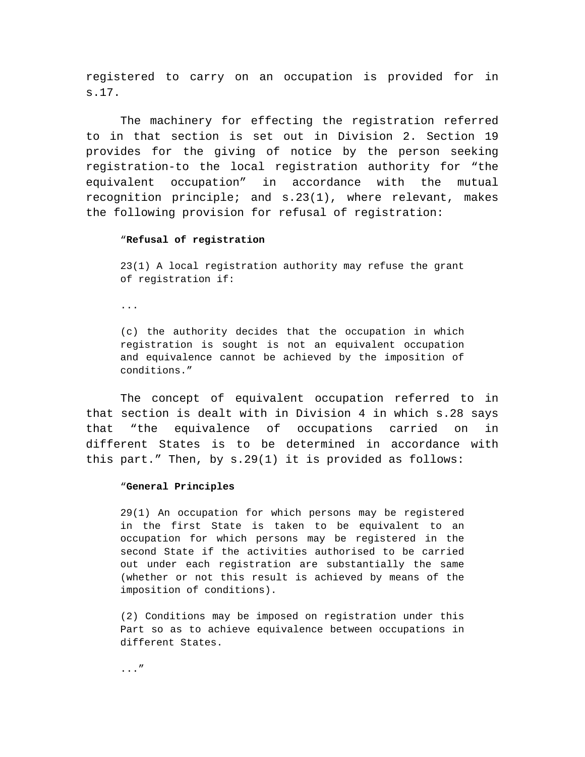registered to carry on an occupation is provided for in s.17.

The machinery for effecting the registration referred to in that section is set out in Division 2. Section 19 provides for the giving of notice by the person seeking registration-to the local registration authority for "the equivalent occupation" in accordance with the mutual recognition principle; and s.23(1), where relevant, makes the following provision for refusal of registration:

> "**Refusal of registration**
>
> 23(1) A local registration authority may refuse the grant of registration if:
>
> ...
>
> (c) the authority decides that the occupation in which registration is sought is not an equivalent occupation and equivalence cannot be achieved by the imposition of conditions."

The concept of equivalent occupation referred to in that section is dealt with in Division 4 in which s.28 says that "the equivalence of occupations carried on in different States is to be determined in accordance with this part." Then, by s.29(1) it is provided as follows:

> "**General Principles**
>
> 29(1) An occupation for which persons may be registered in the first State is taken to be equivalent to an occupation for which persons may be registered in the second State if the activities authorised to be carried out under each registration are substantially the same (whether or not this result is achieved by means of the imposition of conditions).
>
> (2) Conditions may be imposed on registration under this Part so as to achieve equivalence between occupations in different States.
>
> ..."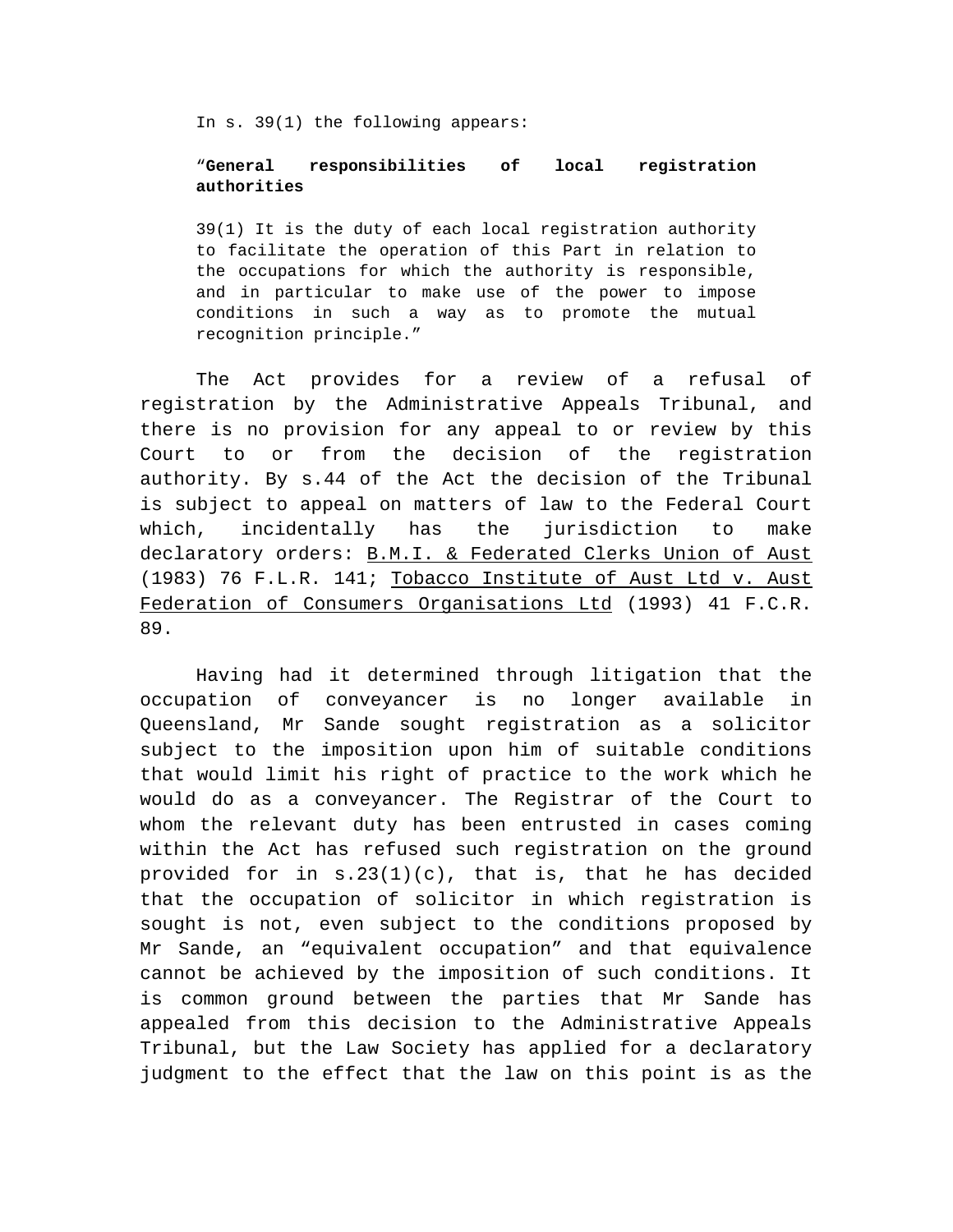In s. 39(1) the following appears:

> "**General responsibilities of local registration authorities**
>
> 39(1) It is the duty of each local registration authority to facilitate the operation of this Part in relation to the occupations for which the authority is responsible, and in particular to make use of the power to impose conditions in such a way as to promote the mutual recognition principle."

The Act provides for a review of a refusal of registration by the Administrative Appeals Tribunal, and there is no provision for any appeal to or review by this Court to or from the decision of the registration authority. By s.44 of the Act the decision of the Tribunal is subject to appeal on matters of law to the Federal Court which, incidentally has the jurisdiction to make declaratory orders: B.M.I. & Federated Clerks Union of Aust (1983) 76 F.L.R. 141; Tobacco Institute of Aust Ltd v. Aust Federation of Consumers Organisations Ltd (1993) 41 F.C.R. 89.

Having had it determined through litigation that the occupation of conveyancer is no longer available in Queensland, Mr Sande sought registration as a solicitor subject to the imposition upon him of suitable conditions that would limit his right of practice to the work which he would do as a conveyancer. The Registrar of the Court to whom the relevant duty has been entrusted in cases coming within the Act has refused such registration on the ground provided for in s.23(1)(c), that is, that he has decided that the occupation of solicitor in which registration is sought is not, even subject to the conditions proposed by Mr Sande, an "equivalent occupation" and that equivalence cannot be achieved by the imposition of such conditions. It is common ground between the parties that Mr Sande has appealed from this decision to the Administrative Appeals Tribunal, but the Law Society has applied for a declaratory judgment to the effect that the law on this point is as the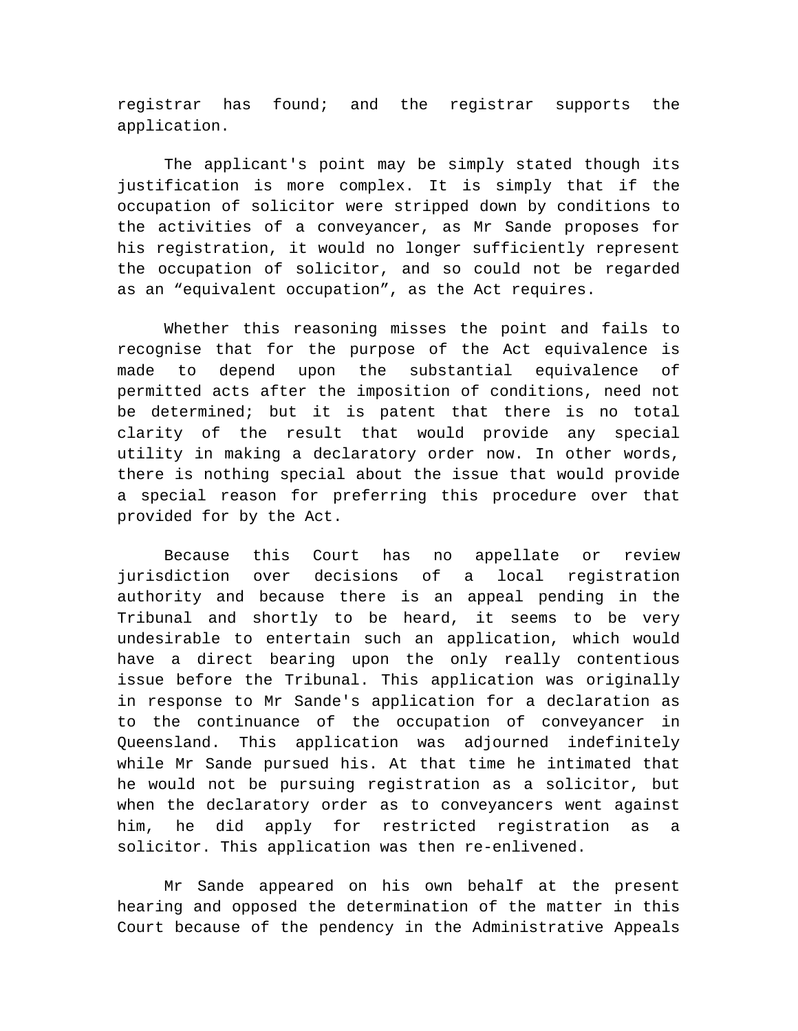registrar has found; and the registrar supports the application.

The applicant's point may be simply stated though its justification is more complex. It is simply that if the occupation of solicitor were stripped down by conditions to the activities of a conveyancer, as Mr Sande proposes for his registration, it would no longer sufficiently represent the occupation of solicitor, and so could not be regarded as an "equivalent occupation", as the Act requires.

Whether this reasoning misses the point and fails to recognise that for the purpose of the Act equivalence is made to depend upon the substantial equivalence of permitted acts after the imposition of conditions, need not be determined; but it is patent that there is no total clarity of the result that would provide any special utility in making a declaratory order now. In other words, there is nothing special about the issue that would provide a special reason for preferring this procedure over that provided for by the Act.

Because this Court has no appellate or review jurisdiction over decisions of a local registration authority and because there is an appeal pending in the Tribunal and shortly to be heard, it seems to be very undesirable to entertain such an application, which would have a direct bearing upon the only really contentious issue before the Tribunal. This application was originally in response to Mr Sande's application for a declaration as to the continuance of the occupation of conveyancer in Queensland. This application was adjourned indefinitely while Mr Sande pursued his. At that time he intimated that he would not be pursuing registration as a solicitor, but when the declaratory order as to conveyancers went against him, he did apply for restricted registration as a solicitor. This application was then re-enlivened.

Mr Sande appeared on his own behalf at the present hearing and opposed the determination of the matter in this Court because of the pendency in the Administrative Appeals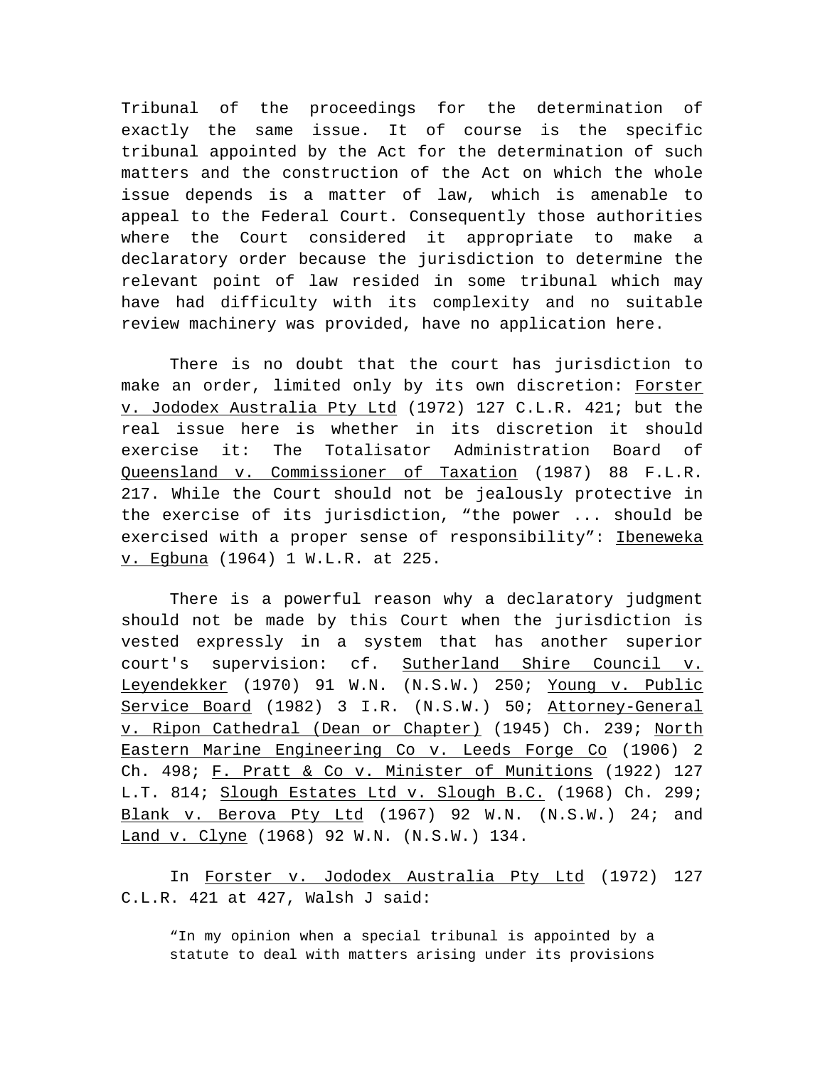Tribunal of the proceedings for the determination of exactly the same issue. It of course is the specific tribunal appointed by the Act for the determination of such matters and the construction of the Act on which the whole issue depends is a matter of law, which is amenable to appeal to the Federal Court. Consequently those authorities where the Court considered it appropriate to make a declaratory order because the jurisdiction to determine the relevant point of law resided in some tribunal which may have had difficulty with its complexity and no suitable review machinery was provided, have no application here.

There is no doubt that the court has jurisdiction to make an order, limited only by its own discretion: Forster v. Jododex Australia Pty Ltd (1972) 127 C.L.R. 421; but the real issue here is whether in its discretion it should exercise it: The Totalisator Administration Board of Queensland v. Commissioner of Taxation (1987) 88 F.L.R. 217. While the Court should not be jealously protective in the exercise of its jurisdiction, "the power ... should be exercised with a proper sense of responsibility": Ibeneweka v. Egbuna (1964) 1 W.L.R. at 225.

There is a powerful reason why a declaratory judgment should not be made by this Court when the jurisdiction is vested expressly in a system that has another superior court's supervision: cf. Sutherland Shire Council v. Leyendekker (1970) 91 W.N. (N.S.W.) 250; Young v. Public Service Board (1982) 3 I.R. (N.S.W.) 50; Attorney-General v. Ripon Cathedral (Dean or Chapter) (1945) Ch. 239; North Eastern Marine Engineering Co v. Leeds Forge Co (1906) 2 Ch. 498; F. Pratt & Co v. Minister of Munitions (1922) 127 L.T. 814; Slough Estates Ltd v. Slough B.C. (1968) Ch. 299; Blank v. Berova Pty Ltd (1967) 92 W.N. (N.S.W.) 24; and Land v. Clyne (1968) 92 W.N. (N.S.W.) 134.

In Forster v. Jododex Australia Pty Ltd (1972) 127 C.L.R. 421 at 427, Walsh J said:

> "In my opinion when a special tribunal is appointed by a statute to deal with matters arising under its provisions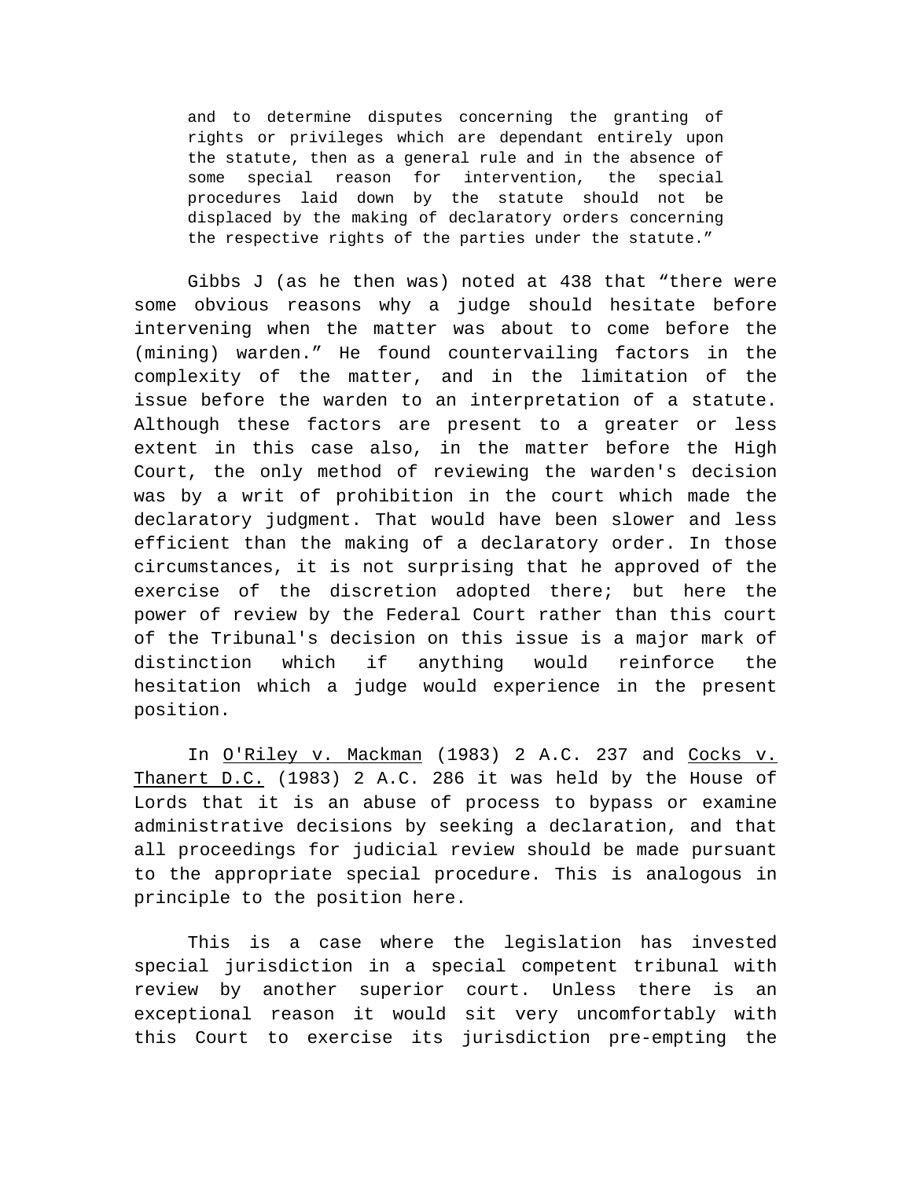> and to determine disputes concerning the granting of rights or privileges which are dependant entirely upon the statute, then as a general rule and in the absence of some special reason for intervention, the special procedures laid down by the statute should not be displaced by the making of declaratory orders concerning the respective rights of the parties under the statute."

Gibbs J (as he then was) noted at 438 that "there were some obvious reasons why a judge should hesitate before intervening when the matter was about to come before the (mining) warden." He found countervailing factors in the complexity of the matter, and in the limitation of the issue before the warden to an interpretation of a statute. Although these factors are present to a greater or less extent in this case also, in the matter before the High Court, the only method of reviewing the warden's decision was by a writ of prohibition in the court which made the declaratory judgment. That would have been slower and less efficient than the making of a declaratory order. In those circumstances, it is not surprising that he approved of the exercise of the discretion adopted there; but here the power of review by the Federal Court rather than this court of the Tribunal's decision on this issue is a major mark of distinction which if anything would reinforce the hesitation which a judge would experience in the present position.

In <u>O'Riley v. Mackman</u> (1983) 2 A.C. 237 and <u>Cocks v. Thanert D.C.</u> (1983) 2 A.C. 286 it was held by the House of Lords that it is an abuse of process to bypass or examine administrative decisions by seeking a declaration, and that all proceedings for judicial review should be made pursuant to the appropriate special procedure. This is analogous in principle to the position here.

This is a case where the legislation has invested special jurisdiction in a special competent tribunal with review by another superior court. Unless there is an exceptional reason it would sit very uncomfortably with this Court to exercise its jurisdiction pre-empting the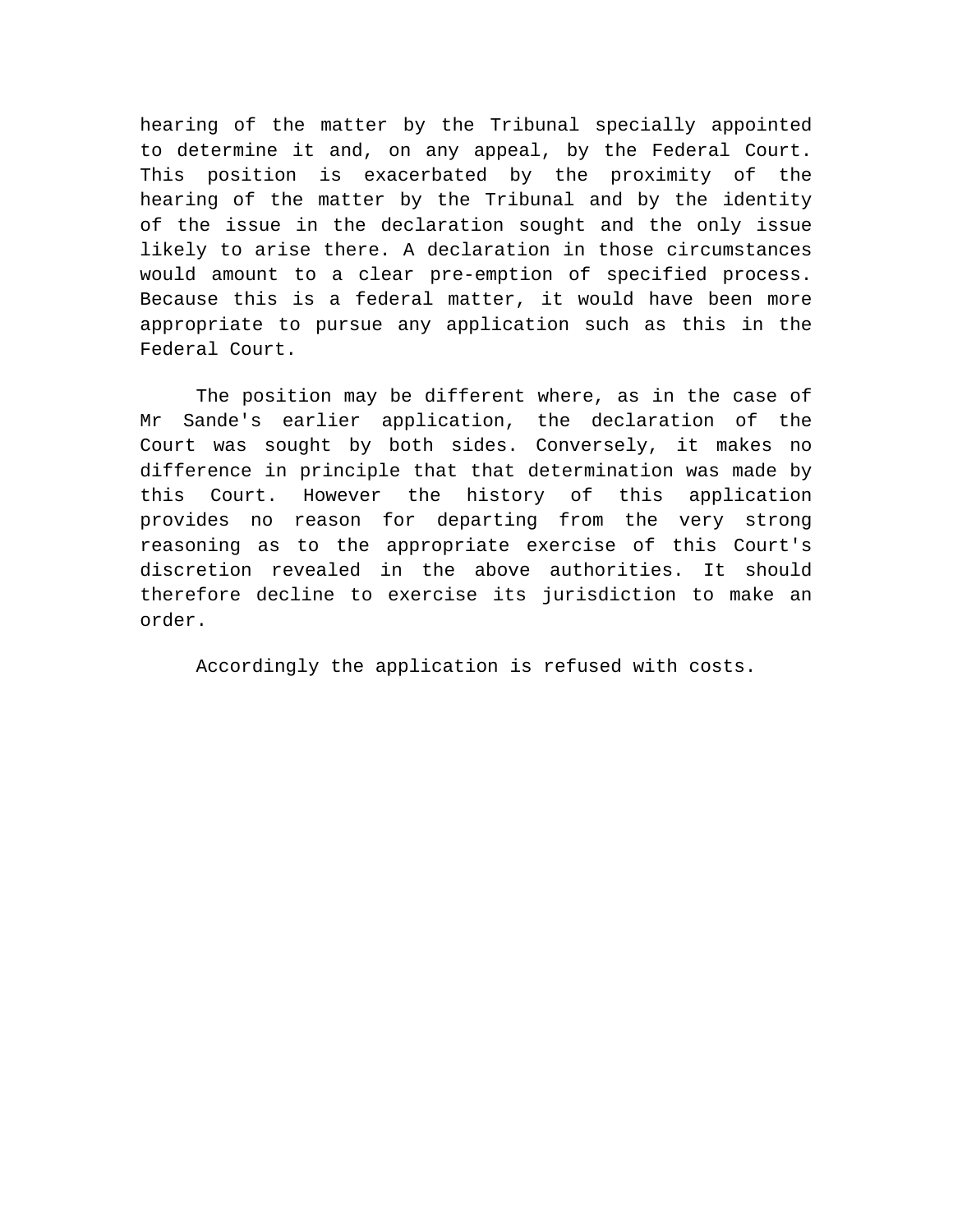hearing of the matter by the Tribunal specially appointed to determine it and, on any appeal, by the Federal Court. This position is exacerbated by the proximity of the hearing of the matter by the Tribunal and by the identity of the issue in the declaration sought and the only issue likely to arise there. A declaration in those circumstances would amount to a clear pre-emption of specified process. Because this is a federal matter, it would have been more appropriate to pursue any application such as this in the Federal Court.

The position may be different where, as in the case of Mr Sande's earlier application, the declaration of the Court was sought by both sides. Conversely, it makes no difference in principle that that determination was made by this Court. However the history of this application provides no reason for departing from the very strong reasoning as to the appropriate exercise of this Court's discretion revealed in the above authorities. It should therefore decline to exercise its jurisdiction to make an order.

Accordingly the application is refused with costs.